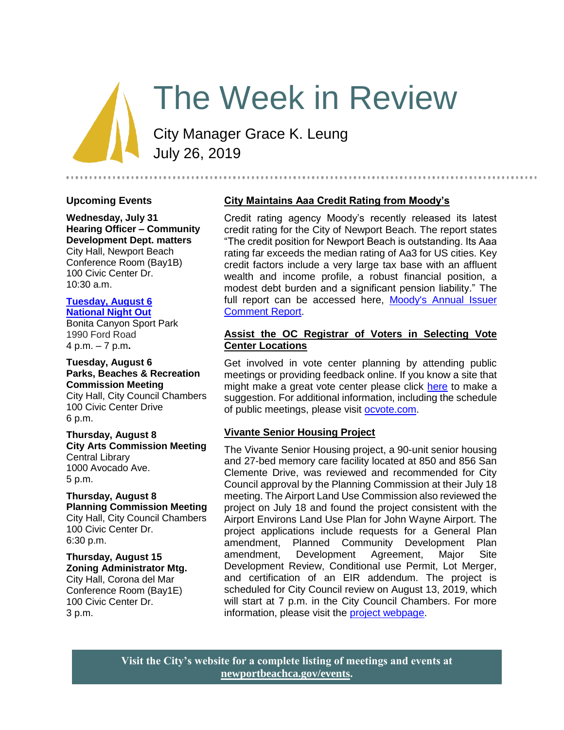# The Week in Review

City Manager Grace K. Leung
July 26, 2019

## Upcoming Events

**Wednesday, July 31**
**Hearing Officer – Community Development Dept. matters**
City Hall, Newport Beach Conference Room (Bay1B)
100 Civic Center Dr.
10:30 a.m.

**Tuesday, August 6**
**National Night Out**
Bonita Canyon Sport Park
1990 Ford Road
4 p.m. – 7 p.m.

**Tuesday, August 6**
**Parks, Beaches & Recreation Commission Meeting**
City Hall, City Council Chambers
100 Civic Center Drive
6 p.m.

**Thursday, August 8**
**City Arts Commission Meeting**
Central Library
1000 Avocado Ave.
5 p.m.

**Thursday, August 8**
**Planning Commission Meeting**
City Hall, City Council Chambers
100 Civic Center Dr.
6:30 p.m.

**Thursday, August 15**
**Zoning Administrator Mtg.**
City Hall, Corona del Mar Conference Room (Bay1E)
100 Civic Center Dr.
3 p.m.

## City Maintains Aaa Credit Rating from Moody's

Credit rating agency Moody's recently released its latest credit rating for the City of Newport Beach. The report states "The credit position for Newport Beach is outstanding. Its Aaa rating far exceeds the median rating of Aa3 for US cities. Key credit factors include a very large tax base with an affluent wealth and income profile, a robust financial position, a modest debt burden and a significant pension liability." The full report can be accessed here, Moody's Annual Issuer Comment Report.

## Assist the OC Registrar of Voters in Selecting Vote Center Locations

Get involved in vote center planning by attending public meetings or providing feedback online. If you know a site that might make a great vote center please click here to make a suggestion. For additional information, including the schedule of public meetings, please visit ocvote.com.

## Vivante Senior Housing Project

The Vivante Senior Housing project, a 90-unit senior housing and 27-bed memory care facility located at 850 and 856 San Clemente Drive, was reviewed and recommended for City Council approval by the Planning Commission at their July 18 meeting. The Airport Land Use Commission also reviewed the project on July 18 and found the project consistent with the Airport Environs Land Use Plan for John Wayne Airport. The project applications include requests for a General Plan amendment, Planned Community Development Plan amendment, Development Agreement, Major Site Development Review, Conditional use Permit, Lot Merger, and certification of an EIR addendum. The project is scheduled for City Council review on August 13, 2019, which will start at 7 p.m. in the City Council Chambers. For more information, please visit the project webpage.

**Visit the City's website for a complete listing of meetings and events at newportbeachca.gov/events.**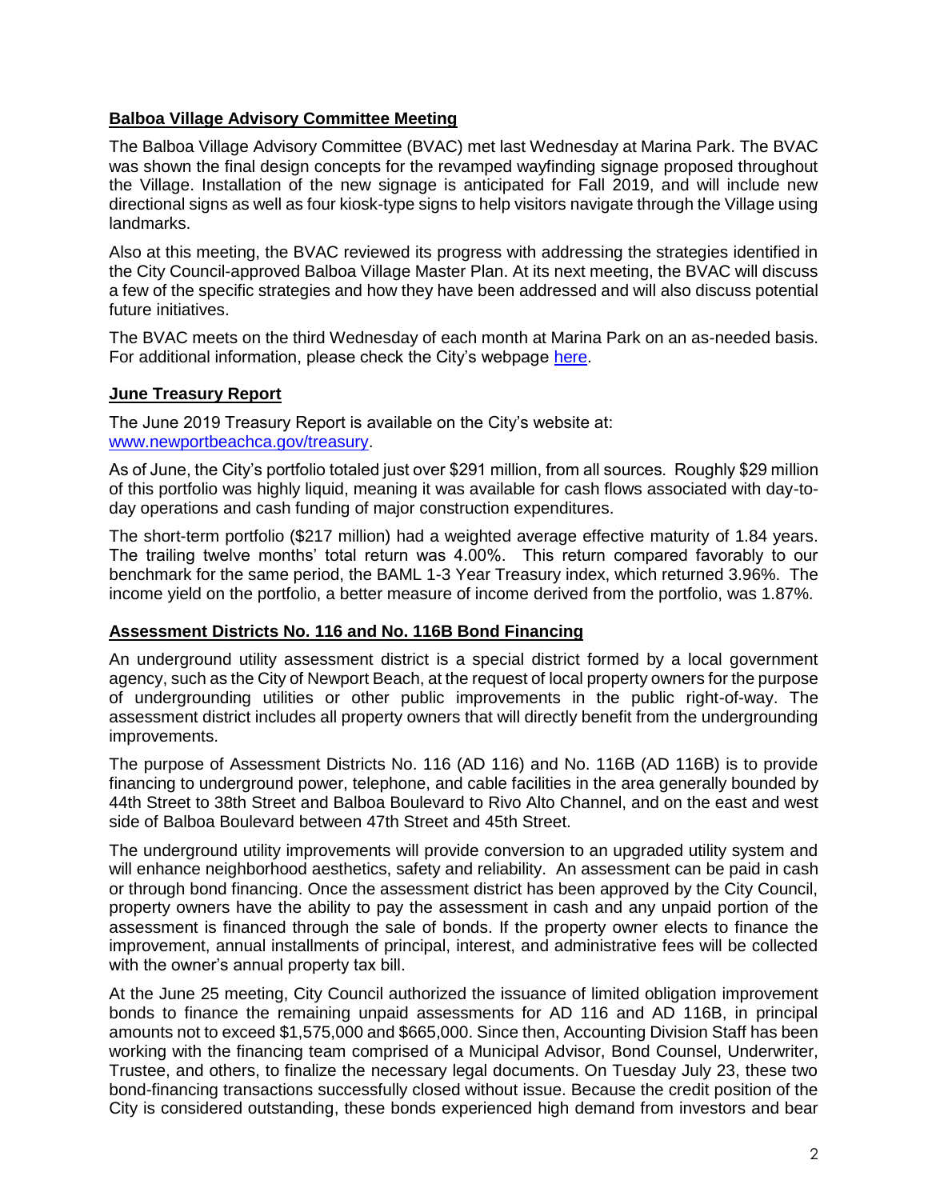## Balboa Village Advisory Committee Meeting

The Balboa Village Advisory Committee (BVAC) met last Wednesday at Marina Park. The BVAC was shown the final design concepts for the revamped wayfinding signage proposed throughout the Village. Installation of the new signage is anticipated for Fall 2019, and will include new directional signs as well as four kiosk-type signs to help visitors navigate through the Village using landmarks.

Also at this meeting, the BVAC reviewed its progress with addressing the strategies identified in the City Council-approved Balboa Village Master Plan. At its next meeting, the BVAC will discuss a few of the specific strategies and how they have been addressed and will also discuss potential future initiatives.

The BVAC meets on the third Wednesday of each month at Marina Park on an as-needed basis. For additional information, please check the City's webpage here.

## June Treasury Report

The June 2019 Treasury Report is available on the City's website at: www.newportbeachca.gov/treasury.

As of June, the City's portfolio totaled just over $291 million, from all sources. Roughly $29 million of this portfolio was highly liquid, meaning it was available for cash flows associated with day-to-day operations and cash funding of major construction expenditures.

The short-term portfolio ($217 million) had a weighted average effective maturity of 1.84 years. The trailing twelve months' total return was 4.00%. This return compared favorably to our benchmark for the same period, the BAML 1-3 Year Treasury index, which returned 3.96%. The income yield on the portfolio, a better measure of income derived from the portfolio, was 1.87%.

## Assessment Districts No. 116 and No. 116B Bond Financing

An underground utility assessment district is a special district formed by a local government agency, such as the City of Newport Beach, at the request of local property owners for the purpose of undergrounding utilities or other public improvements in the public right-of-way. The assessment district includes all property owners that will directly benefit from the undergrounding improvements.

The purpose of Assessment Districts No. 116 (AD 116) and No. 116B (AD 116B) is to provide financing to underground power, telephone, and cable facilities in the area generally bounded by 44th Street to 38th Street and Balboa Boulevard to Rivo Alto Channel, and on the east and west side of Balboa Boulevard between 47th Street and 45th Street.

The underground utility improvements will provide conversion to an upgraded utility system and will enhance neighborhood aesthetics, safety and reliability. An assessment can be paid in cash or through bond financing. Once the assessment district has been approved by the City Council, property owners have the ability to pay the assessment in cash and any unpaid portion of the assessment is financed through the sale of bonds. If the property owner elects to finance the improvement, annual installments of principal, interest, and administrative fees will be collected with the owner's annual property tax bill.

At the June 25 meeting, City Council authorized the issuance of limited obligation improvement bonds to finance the remaining unpaid assessments for AD 116 and AD 116B, in principal amounts not to exceed $1,575,000 and $665,000. Since then, Accounting Division Staff has been working with the financing team comprised of a Municipal Advisor, Bond Counsel, Underwriter, Trustee, and others, to finalize the necessary legal documents. On Tuesday July 23, these two bond-financing transactions successfully closed without issue. Because the credit position of the City is considered outstanding, these bonds experienced high demand from investors and bear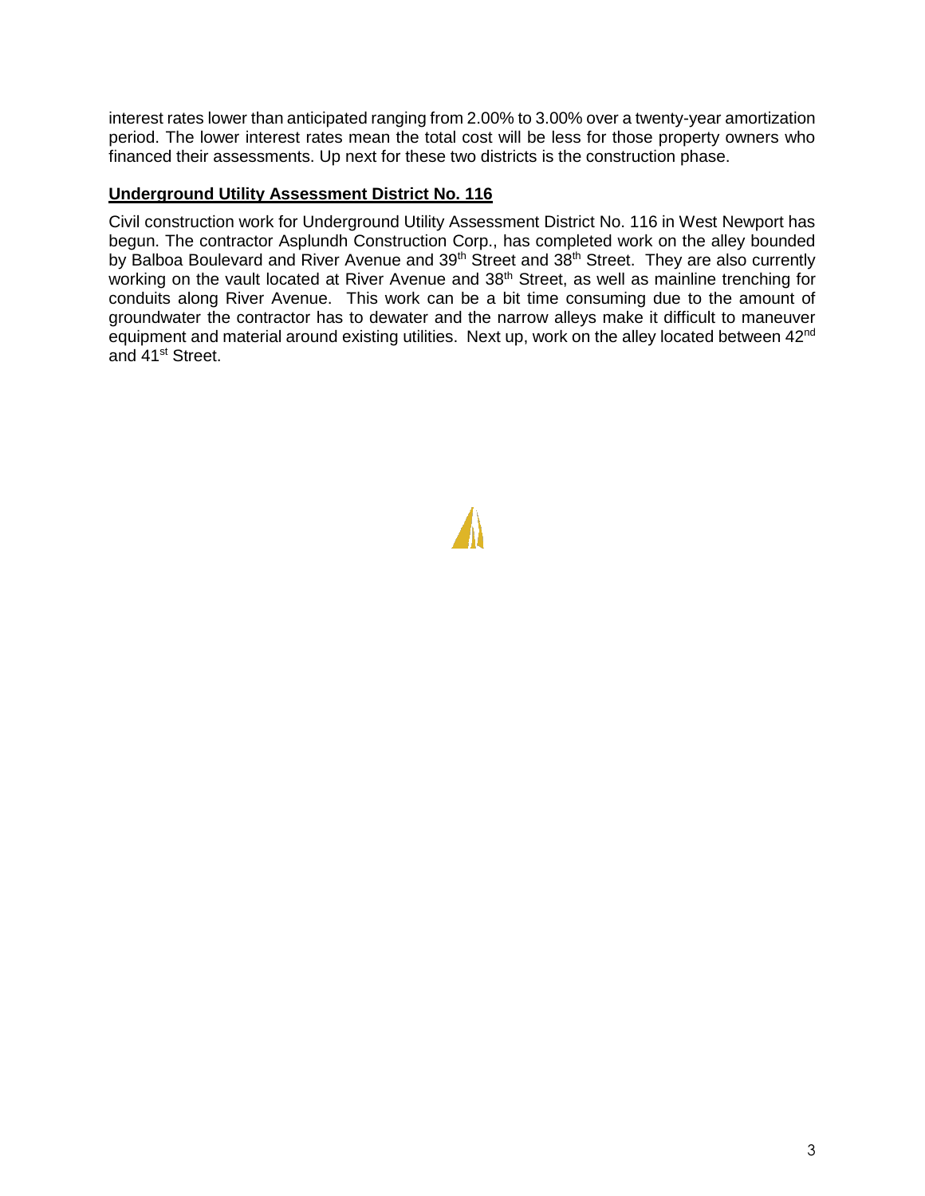interest rates lower than anticipated ranging from 2.00% to 3.00% over a twenty-year amortization period. The lower interest rates mean the total cost will be less for those property owners who financed their assessments. Up next for these two districts is the construction phase.

**Underground Utility Assessment District No. 116**

Civil construction work for Underground Utility Assessment District No. 116 in West Newport has begun. The contractor Asplundh Construction Corp., has completed work on the alley bounded by Balboa Boulevard and River Avenue and 39th Street and 38th Street. They are also currently working on the vault located at River Avenue and 38th Street, as well as mainline trenching for conduits along River Avenue. This work can be a bit time consuming due to the amount of groundwater the contractor has to dewater and the narrow alleys make it difficult to maneuver equipment and material around existing utilities. Next up, work on the alley located between 42nd and 41st Street.